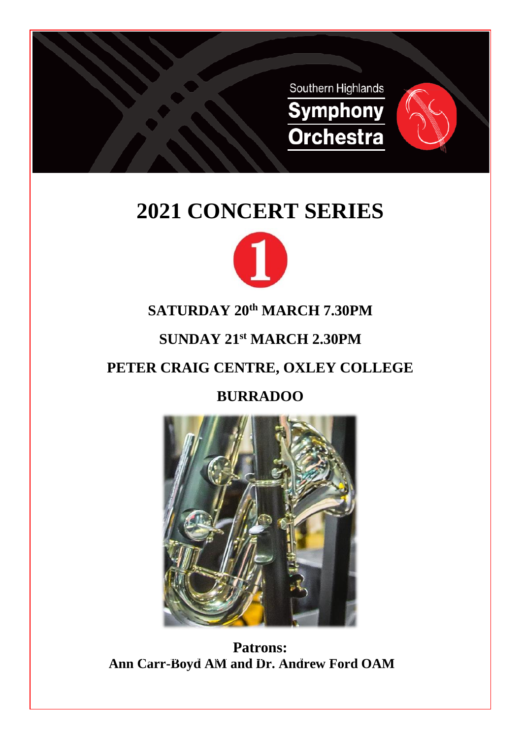Southern Highlands

**Symphony Orchestra**

# 2021 CONCERT SERIES

1

**SATURDAY 20th MARCH 7.30PM**

**SUNDAY 21st MARCH 2.30PM**

**PETER CRAIG CENTRE, OXLEY COLLEGE**

**BURRADOO**

**Patrons:**
**Ann Carr-Boyd AM and Dr. Andrew Ford OAM**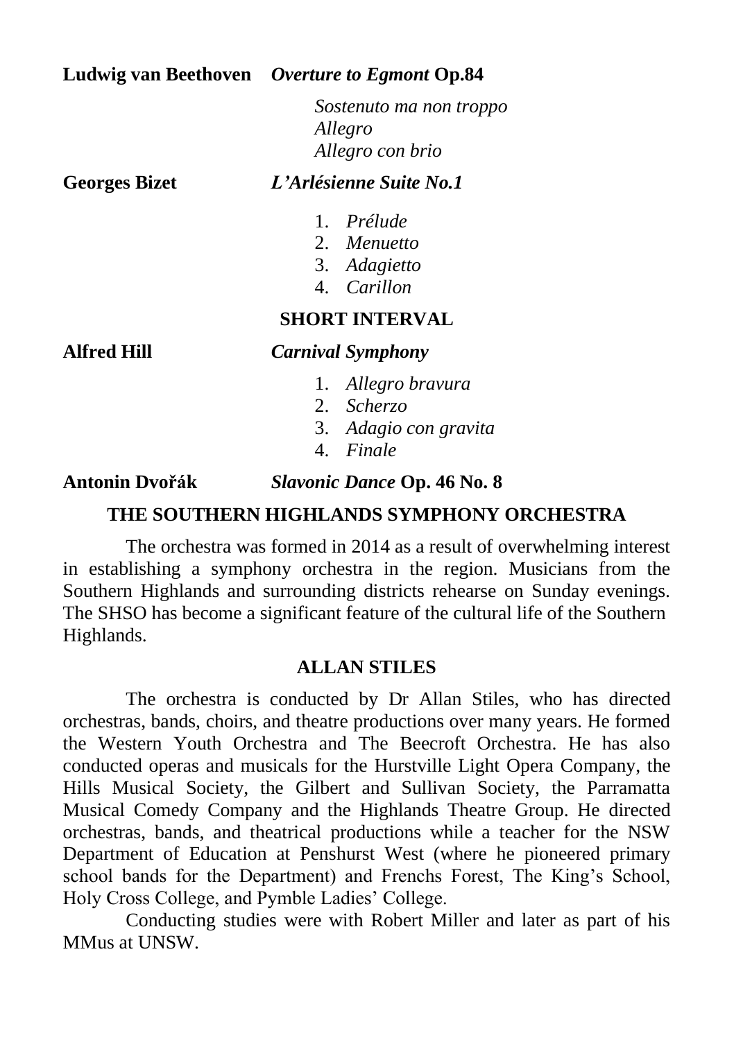**Ludwig van Beethoven** ***Overture to Egmont* Op.84**

*Sostenuto ma non troppo*
*Allegro*
*Allegro con brio*

**Georges Bizet** ***L'Arlésienne Suite No.1***

1. *Prélude*
2. *Menuetto*
3. *Adagietto*
4. *Carillon*

**SHORT INTERVAL**

**Alfred Hill** ***Carnival Symphony***

1. *Allegro bravura*
2. *Scherzo*
3. *Adagio con gravita*
4. *Finale*

**Antonin Dvořák** ***Slavonic Dance* Op. 46 No. 8**

## THE SOUTHERN HIGHLANDS SYMPHONY ORCHESTRA

The orchestra was formed in 2014 as a result of overwhelming interest in establishing a symphony orchestra in the region. Musicians from the Southern Highlands and surrounding districts rehearse on Sunday evenings. The SHSO has become a significant feature of the cultural life of the Southern Highlands.

## ALLAN STILES

The orchestra is conducted by Dr Allan Stiles, who has directed orchestras, bands, choirs, and theatre productions over many years. He formed the Western Youth Orchestra and The Beecroft Orchestra. He has also conducted operas and musicals for the Hurstville Light Opera Company, the Hills Musical Society, the Gilbert and Sullivan Society, the Parramatta Musical Comedy Company and the Highlands Theatre Group. He directed orchestras, bands, and theatrical productions while a teacher for the NSW Department of Education at Penshurst West (where he pioneered primary school bands for the Department) and Frenchs Forest, The King's School, Holy Cross College, and Pymble Ladies' College.

Conducting studies were with Robert Miller and later as part of his MMus at UNSW.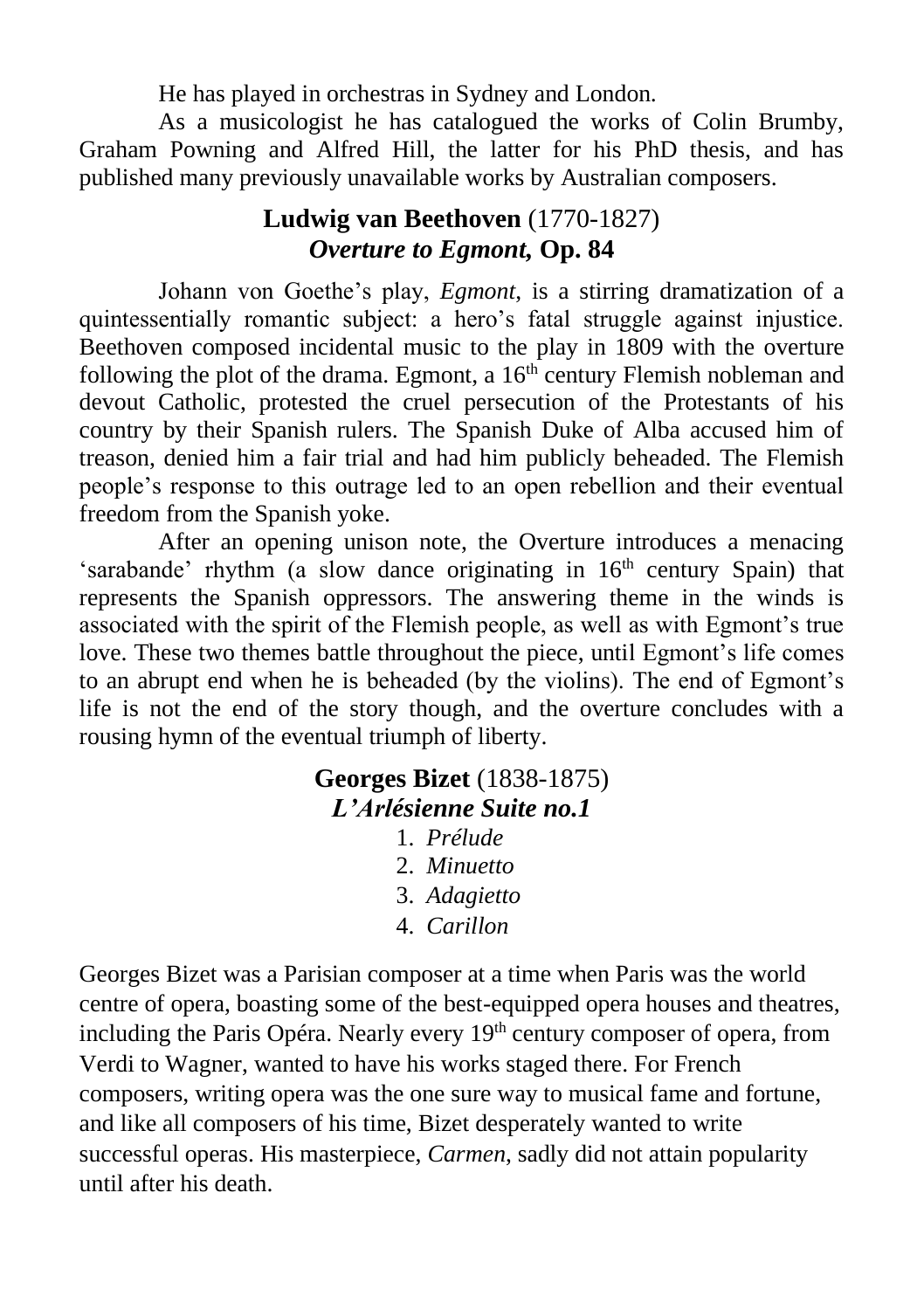He has played in orchestras in Sydney and London.

As a musicologist he has catalogued the works of Colin Brumby, Graham Powning and Alfred Hill, the latter for his PhD thesis, and has published many previously unavailable works by Australian composers.

## **Ludwig van Beethoven** (1770-1827)
## ***Overture to Egmont,* Op. 84**

Johann von Goethe's play, *Egmont*, is a stirring dramatization of a quintessentially romantic subject: a hero's fatal struggle against injustice. Beethoven composed incidental music to the play in 1809 with the overture following the plot of the drama. Egmont, a 16th century Flemish nobleman and devout Catholic, protested the cruel persecution of the Protestants of his country by their Spanish rulers. The Spanish Duke of Alba accused him of treason, denied him a fair trial and had him publicly beheaded. The Flemish people's response to this outrage led to an open rebellion and their eventual freedom from the Spanish yoke.

After an opening unison note, the Overture introduces a menacing 'sarabande' rhythm (a slow dance originating in 16th century Spain) that represents the Spanish oppressors. The answering theme in the winds is associated with the spirit of the Flemish people, as well as with Egmont's true love. These two themes battle throughout the piece, until Egmont's life comes to an abrupt end when he is beheaded (by the violins). The end of Egmont's life is not the end of the story though, and the overture concludes with a rousing hymn of the eventual triumph of liberty.

## **Georges Bizet** (1838-1875)
## ***L'Arlésienne Suite no.1***

1. *Prélude*
2. *Minuetto*
3. *Adagietto*
4. *Carillon*

Georges Bizet was a Parisian composer at a time when Paris was the world centre of opera, boasting some of the best-equipped opera houses and theatres, including the Paris Opéra. Nearly every 19th century composer of opera, from Verdi to Wagner, wanted to have his works staged there. For French composers, writing opera was the one sure way to musical fame and fortune, and like all composers of his time, Bizet desperately wanted to write successful operas. His masterpiece, *Carmen,* sadly did not attain popularity until after his death.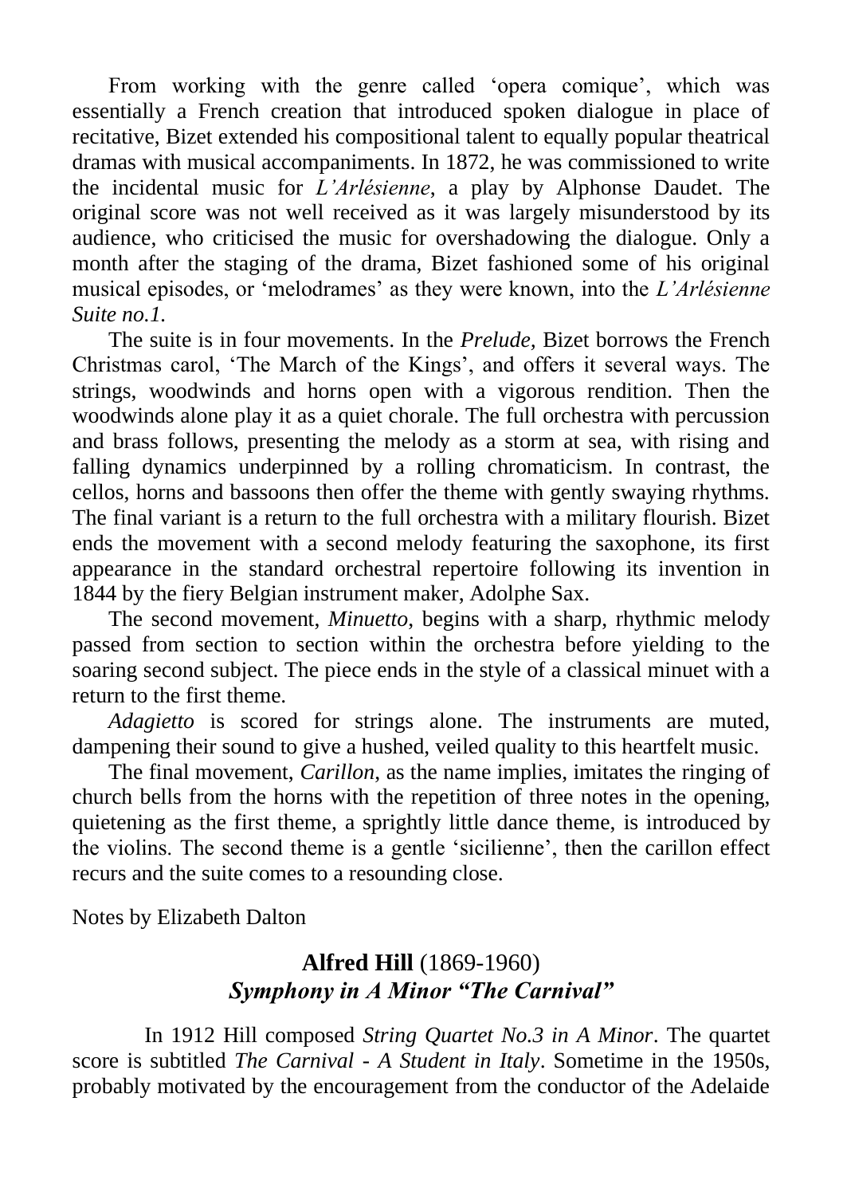From working with the genre called 'opera comique', which was essentially a French creation that introduced spoken dialogue in place of recitative, Bizet extended his compositional talent to equally popular theatrical dramas with musical accompaniments. In 1872, he was commissioned to write the incidental music for *L'Arlésienne*, a play by Alphonse Daudet. The original score was not well received as it was largely misunderstood by its audience, who criticised the music for overshadowing the dialogue. Only a month after the staging of the drama, Bizet fashioned some of his original musical episodes, or 'melodrames' as they were known, into the *L'Arlésienne Suite no.1*.

The suite is in four movements. In the *Prelude,* Bizet borrows the French Christmas carol, 'The March of the Kings', and offers it several ways. The strings, woodwinds and horns open with a vigorous rendition. Then the woodwinds alone play it as a quiet chorale. The full orchestra with percussion and brass follows, presenting the melody as a storm at sea, with rising and falling dynamics underpinned by a rolling chromaticism. In contrast, the cellos, horns and bassoons then offer the theme with gently swaying rhythms. The final variant is a return to the full orchestra with a military flourish. Bizet ends the movement with a second melody featuring the saxophone, its first appearance in the standard orchestral repertoire following its invention in 1844 by the fiery Belgian instrument maker, Adolphe Sax.

The second movement, *Minuetto*, begins with a sharp, rhythmic melody passed from section to section within the orchestra before yielding to the soaring second subject. The piece ends in the style of a classical minuet with a return to the first theme.

*Adagietto* is scored for strings alone. The instruments are muted, dampening their sound to give a hushed, veiled quality to this heartfelt music.

The final movement, *Carillon*, as the name implies, imitates the ringing of church bells from the horns with the repetition of three notes in the opening, quietening as the first theme, a sprightly little dance theme, is introduced by the violins. The second theme is a gentle 'sicilienne', then the carillon effect recurs and the suite comes to a resounding close.

Notes by Elizabeth Dalton

## **Alfred Hill** (1869-1960)
## ***Symphony in A Minor "The Carnival"***

In 1912 Hill composed *String Quartet No.3 in A Minor*. The quartet score is subtitled *The Carnival - A Student in Italy*. Sometime in the 1950s, probably motivated by the encouragement from the conductor of the Adelaide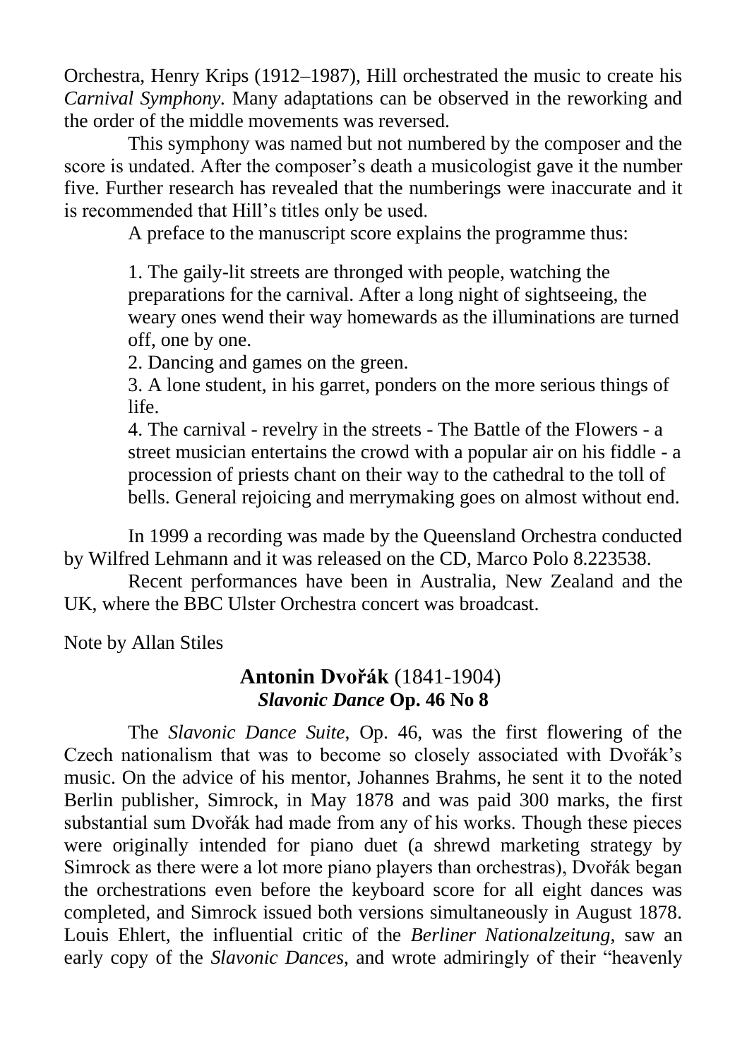Orchestra, Henry Krips (1912–1987), Hill orchestrated the music to create his *Carnival Symphony*. Many adaptations can be observed in the reworking and the order of the middle movements was reversed.

This symphony was named but not numbered by the composer and the score is undated. After the composer's death a musicologist gave it the number five. Further research has revealed that the numberings were inaccurate and it is recommended that Hill's titles only be used.

A preface to the manuscript score explains the programme thus:

> 1. The gaily-lit streets are thronged with people, watching the preparations for the carnival. After a long night of sightseeing, the weary ones wend their way homewards as the illuminations are turned off, one by one.
> 2. Dancing and games on the green.
> 3. A lone student, in his garret, ponders on the more serious things of life.
> 4. The carnival - revelry in the streets - The Battle of the Flowers - a street musician entertains the crowd with a popular air on his fiddle - a procession of priests chant on their way to the cathedral to the toll of bells. General rejoicing and merrymaking goes on almost without end.

In 1999 a recording was made by the Queensland Orchestra conducted by Wilfred Lehmann and it was released on the CD, Marco Polo 8.223538.

Recent performances have been in Australia, New Zealand and the UK, where the BBC Ulster Orchestra concert was broadcast.

Note by Allan Stiles

## **Antonin Dvořák** (1841-1904)
### ***Slavonic Dance* Op. 46 No 8**

The *Slavonic Dance Suite*, Op. 46, was the first flowering of the Czech nationalism that was to become so closely associated with Dvořák's music. On the advice of his mentor, Johannes Brahms, he sent it to the noted Berlin publisher, Simrock, in May 1878 and was paid 300 marks, the first substantial sum Dvořák had made from any of his works. Though these pieces were originally intended for piano duet (a shrewd marketing strategy by Simrock as there were a lot more piano players than orchestras), Dvořák began the orchestrations even before the keyboard score for all eight dances was completed, and Simrock issued both versions simultaneously in August 1878. Louis Ehlert, the influential critic of the *Berliner Nationalzeitung*, saw an early copy of the *Slavonic Dances*, and wrote admiringly of their "heavenly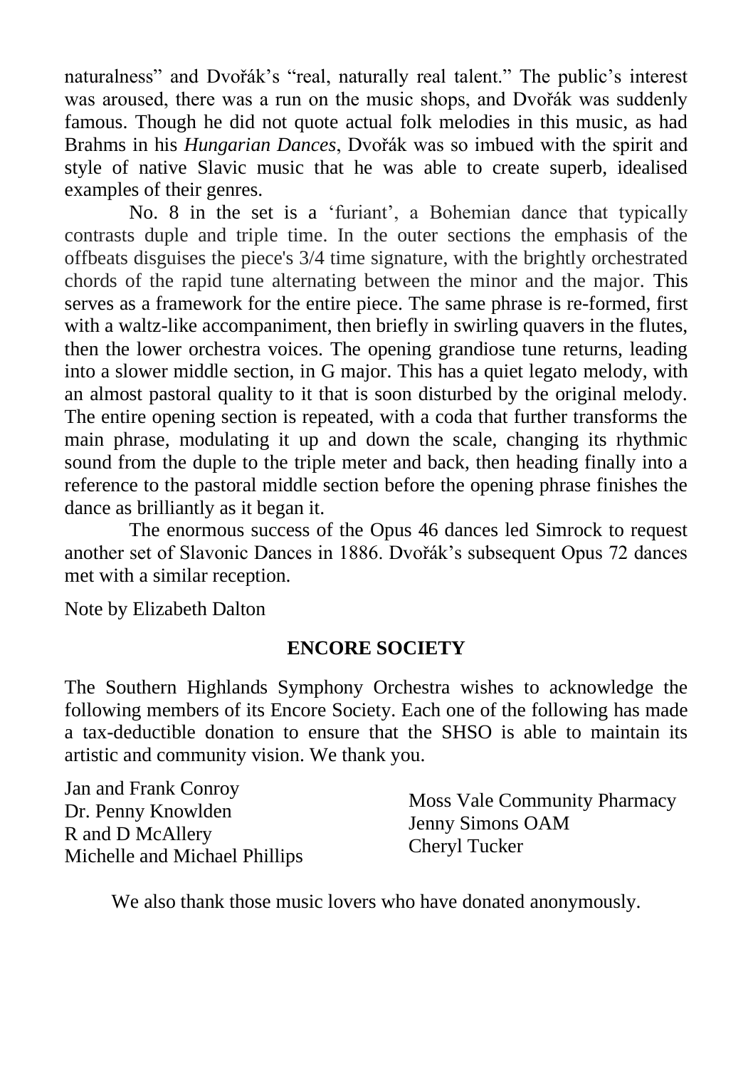naturalness" and Dvořák's "real, naturally real talent." The public's interest was aroused, there was a run on the music shops, and Dvořák was suddenly famous. Though he did not quote actual folk melodies in this music, as had Brahms in his *Hungarian Dances*, Dvořák was so imbued with the spirit and style of native Slavic music that he was able to create superb, idealised examples of their genres.

No. 8 in the set is a 'furiant', a Bohemian dance that typically contrasts duple and triple time. In the outer sections the emphasis of the offbeats disguises the piece's 3/4 time signature, with the brightly orchestrated chords of the rapid tune alternating between the minor and the major. This serves as a framework for the entire piece. The same phrase is re-formed, first with a waltz-like accompaniment, then briefly in swirling quavers in the flutes, then the lower orchestra voices. The opening grandiose tune returns, leading into a slower middle section, in G major. This has a quiet legato melody, with an almost pastoral quality to it that is soon disturbed by the original melody. The entire opening section is repeated, with a coda that further transforms the main phrase, modulating it up and down the scale, changing its rhythmic sound from the duple to the triple meter and back, then heading finally into a reference to the pastoral middle section before the opening phrase finishes the dance as brilliantly as it began it.

The enormous success of the Opus 46 dances led Simrock to request another set of Slavonic Dances in 1886. Dvořák's subsequent Opus 72 dances met with a similar reception.

Note by Elizabeth Dalton

## ENCORE SOCIETY

The Southern Highlands Symphony Orchestra wishes to acknowledge the following members of its Encore Society. Each one of the following has made a tax-deductible donation to ensure that the SHSO is able to maintain its artistic and community vision. We thank you.

Jan and Frank Conroy
Dr. Penny Knowlden
R and D McAllery
Michelle and Michael Phillips
Moss Vale Community Pharmacy
Jenny Simons OAM
Cheryl Tucker

We also thank those music lovers who have donated anonymously.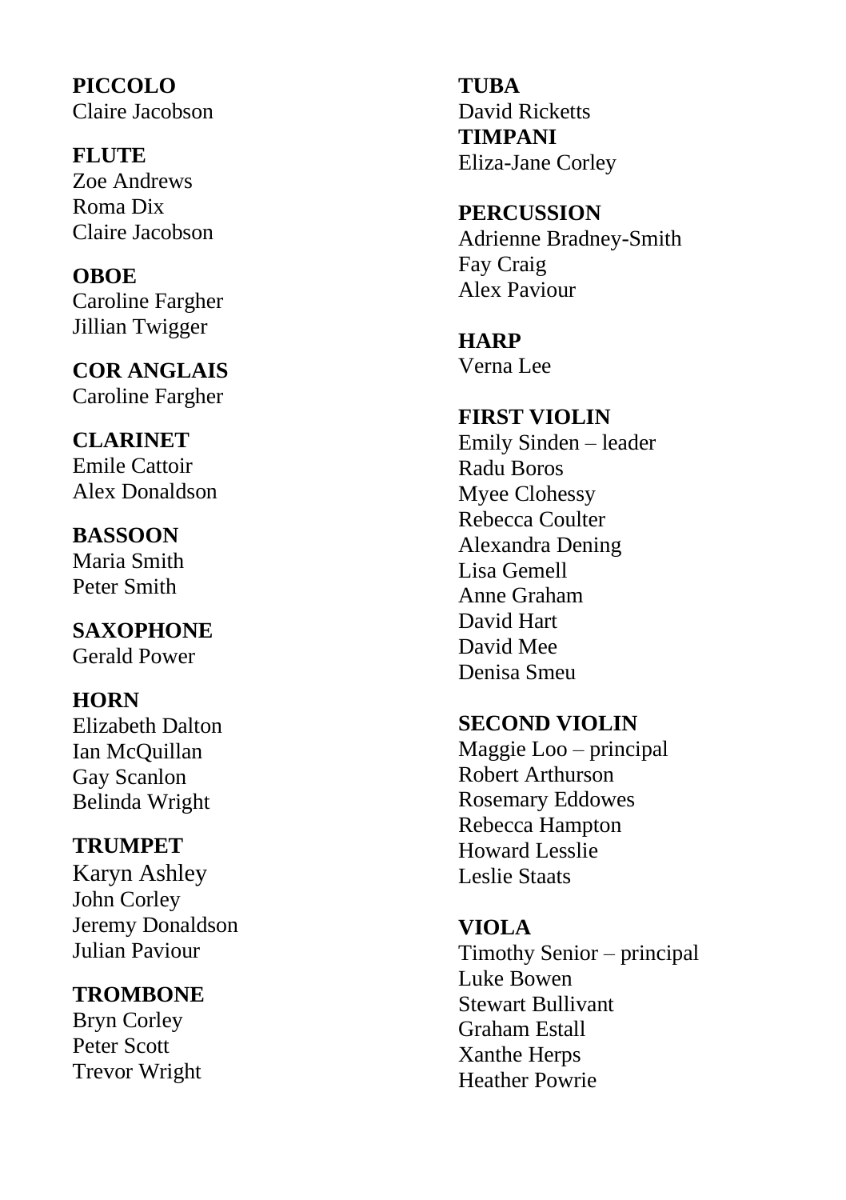**PICCOLO**
Claire Jacobson

**FLUTE**
Zoe Andrews
Roma Dix
Claire Jacobson

**OBOE**
Caroline Fargher
Jillian Twigger

**COR ANGLAIS**
Caroline Fargher

**CLARINET**
Emile Cattoir
Alex Donaldson

**BASSOON**
Maria Smith
Peter Smith

**SAXOPHONE**
Gerald Power

**HORN**
Elizabeth Dalton
Ian McQuillan
Gay Scanlon
Belinda Wright

**TRUMPET**
Karyn Ashley
John Corley
Jeremy Donaldson
Julian Paviour

**TROMBONE**
Bryn Corley
Peter Scott
Trevor Wright

**TUBA**
David Ricketts

**TIMPANI**
Eliza-Jane Corley

**PERCUSSION**
Adrienne Bradney-Smith
Fay Craig
Alex Paviour

**HARP**
Verna Lee

**FIRST VIOLIN**
Emily Sinden – leader
Radu Boros
Myee Clohessy
Rebecca Coulter
Alexandra Dening
Lisa Gemell
Anne Graham
David Hart
David Mee
Denisa Smeu

**SECOND VIOLIN**
Maggie Loo – principal
Robert Arthurson
Rosemary Eddowes
Rebecca Hampton
Howard Lesslie
Leslie Staats

**VIOLA**
Timothy Senior – principal
Luke Bowen
Stewart Bullivant
Graham Estall
Xanthe Herps
Heather Powrie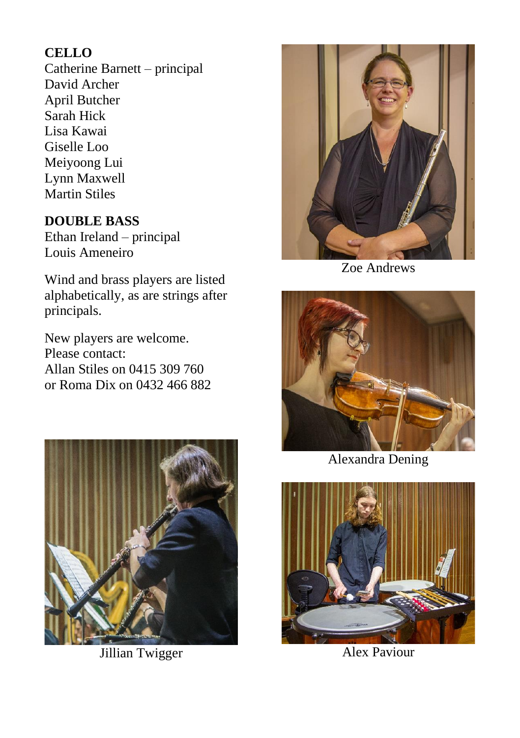**CELLO**

Catherine Barnett – principal
David Archer
April Butcher
Sarah Hick
Lisa Kawai
Giselle Loo
Meiyoong Lui
Lynn Maxwell
Martin Stiles

**DOUBLE BASS**

Ethan Ireland – principal
Louis Ameneiro

Wind and brass players are listed alphabetically, as are strings after principals.

New players are welcome.
Please contact:
Allan Stiles on 0415 309 760
or Roma Dix on 0432 466 882

Zoe Andrews

Alexandra Dening

Jillian Twigger

Alex Paviour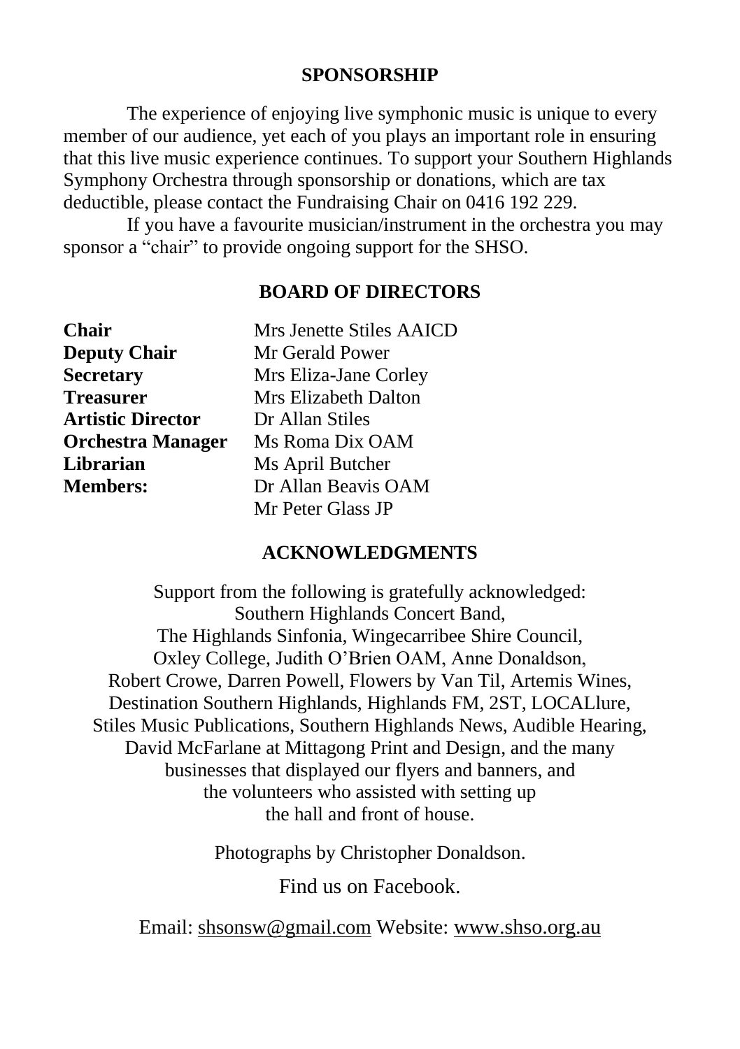## SPONSORSHIP

The experience of enjoying live symphonic music is unique to every member of our audience, yet each of you plays an important role in ensuring that this live music experience continues. To support your Southern Highlands Symphony Orchestra through sponsorship or donations, which are tax deductible, please contact the Fundraising Chair on 0416 192 229.

If you have a favourite musician/instrument in the orchestra you may sponsor a "chair" to provide ongoing support for the SHSO.

## BOARD OF DIRECTORS

| | |
|---|---|
| **Chair** | Mrs Jenette Stiles AAICD |
| **Deputy Chair** | Mr Gerald Power |
| **Secretary** | Mrs Eliza-Jane Corley |
| **Treasurer** | Mrs Elizabeth Dalton |
| **Artistic Director** | Dr Allan Stiles |
| **Orchestra Manager** | Ms Roma Dix OAM |
| **Librarian** | Ms April Butcher |
| **Members:** | Dr Allan Beavis OAM |
| | Mr Peter Glass JP |

## ACKNOWLEDGMENTS

Support from the following is gratefully acknowledged:
Southern Highlands Concert Band,
The Highlands Sinfonia, Wingecarribee Shire Council,
Oxley College, Judith O'Brien OAM, Anne Donaldson,
Robert Crowe, Darren Powell, Flowers by Van Til, Artemis Wines,
Destination Southern Highlands, Highlands FM, 2ST, LOCALlure,
Stiles Music Publications, Southern Highlands News, Audible Hearing,
David McFarlane at Mittagong Print and Design, and the many
businesses that displayed our flyers and banners, and
the volunteers who assisted with setting up
the hall and front of house.

Photographs by Christopher Donaldson.

Find us on Facebook.

Email: shsonsw@gmail.com Website: www.shso.org.au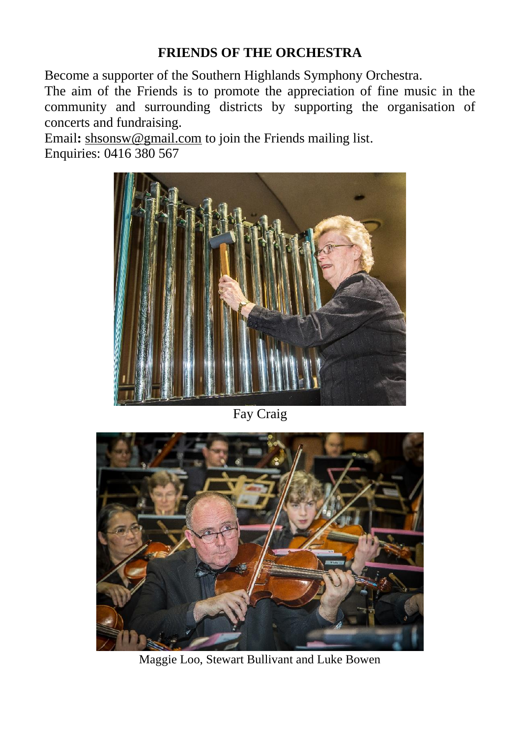**FRIENDS OF THE ORCHESTRA**

Become a supporter of the Southern Highlands Symphony Orchestra.

The aim of the Friends is to promote the appreciation of fine music in the community and surrounding districts by supporting the organisation of concerts and fundraising.

Email**:** shsonsw@gmail.com to join the Friends mailing list.

Enquiries: 0416 380 567

Fay Craig

Maggie Loo, Stewart Bullivant and Luke Bowen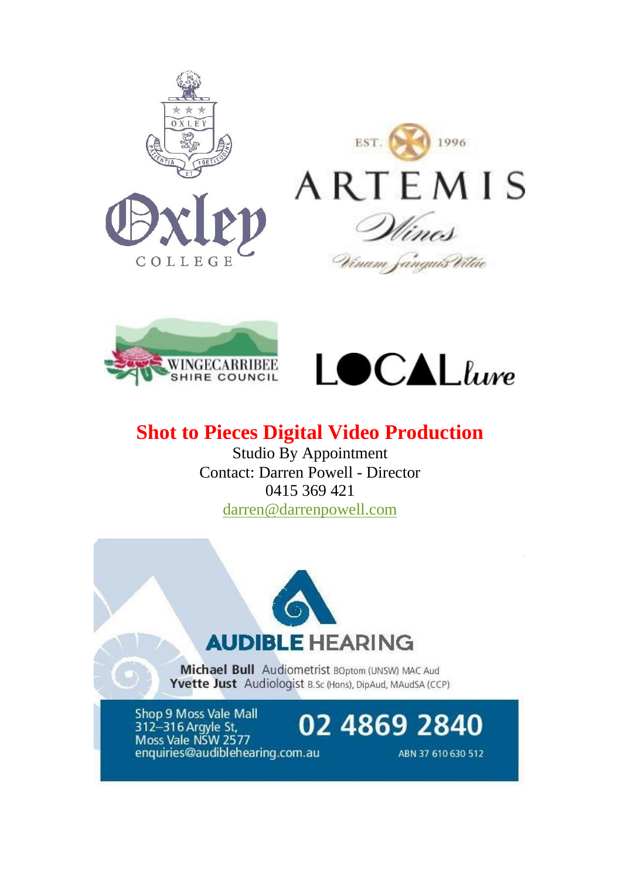OXLEY

PATIENTIA ET FORTITUDINE

Oxley

COLLEGE

EST. 1996

ARTEMIS

Wines

Vinum Sanguis Vitae

WINGECARRIBEE
SHIRE COUNCIL

LOCAL lure

**Shot to Pieces Digital Video Production**

Studio By Appointment
Contact: Darren Powell - Director
0415 369 421
darren@darrenpowell.com

**AUDIBLE** HEARING

**Michael Bull** Audiometrist BOptom (UNSW) MAC Aud
**Yvette Just** Audiologist B.Sc (Hons), DipAud, MAudSA (CCP)

Shop 9 Moss Vale Mall
312–316 Argyle St,
Moss Vale NSW 2577
enquiries@audiblehearing.com.au

**02 4869 2840**

ABN 37 610 630 512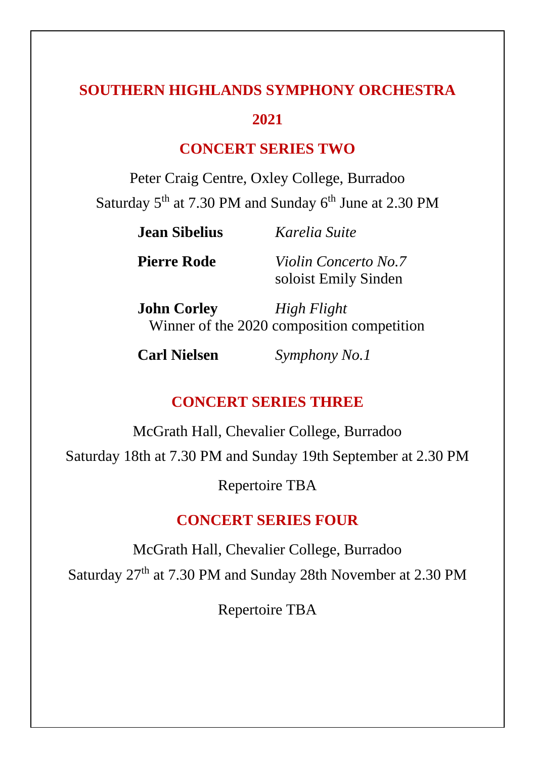# SOUTHERN HIGHLANDS SYMPHONY ORCHESTRA

## 2021

## CONCERT SERIES TWO

Peter Craig Centre, Oxley College, Burradoo

Saturday 5th at 7.30 PM and Sunday 6th June at 2.30 PM

**Jean Sibelius** — *Karelia Suite*

**Pierre Rode** — *Violin Concerto No.7*
soloist Emily Sinden

**John Corley** — *High Flight*
Winner of the 2020 composition competition

**Carl Nielsen** — *Symphony No.1*

## CONCERT SERIES THREE

McGrath Hall, Chevalier College, Burradoo

Saturday 18th at 7.30 PM and Sunday 19th September at 2.30 PM

Repertoire TBA

## CONCERT SERIES FOUR

McGrath Hall, Chevalier College, Burradoo

Saturday 27th at 7.30 PM and Sunday 28th November at 2.30 PM

Repertoire TBA